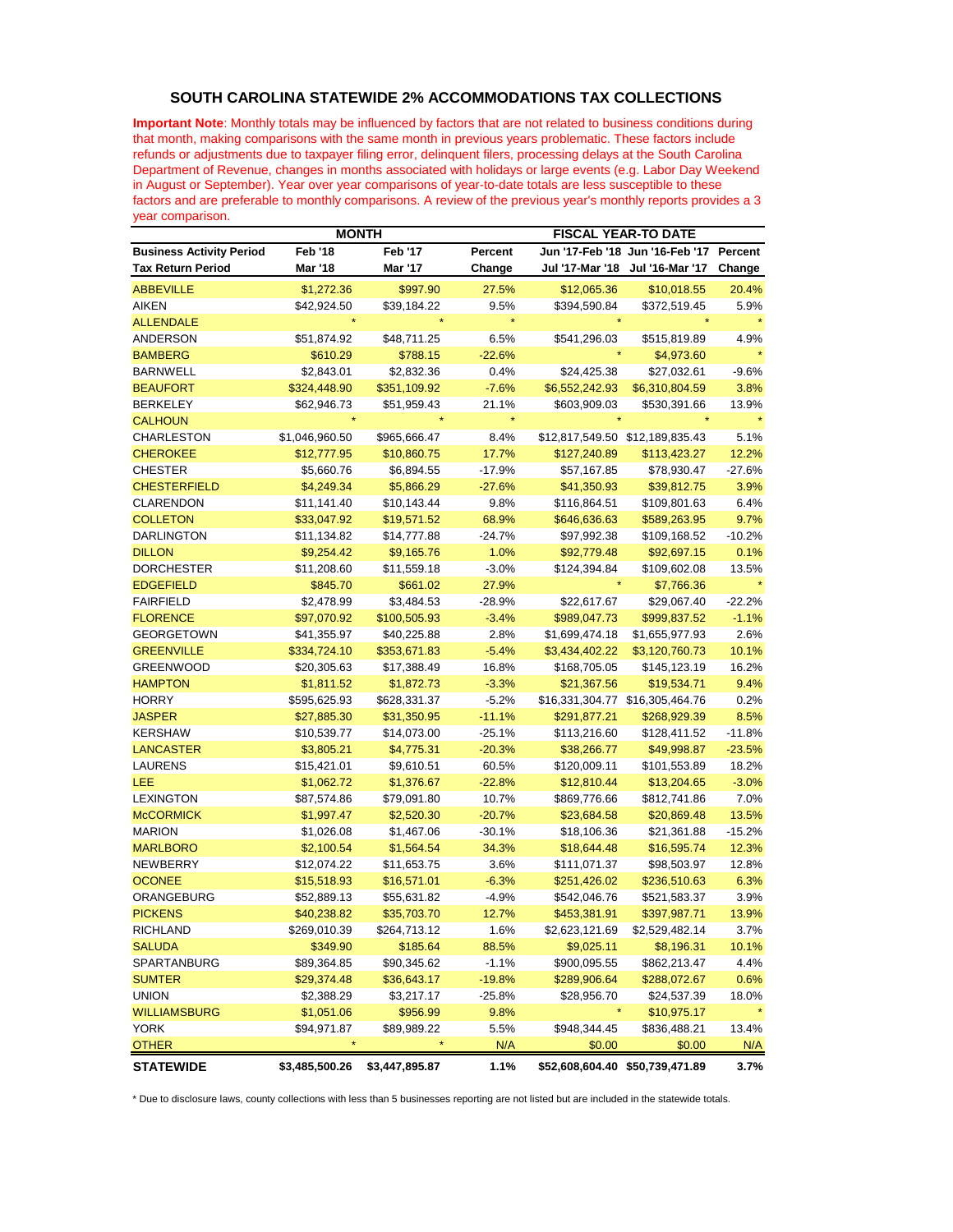## SOUTH CAROLINA STATEWIDE 2% ACCOMMODATIONS TAX COLLECTIONS

**Important Note**: Monthly totals may be influenced by factors that are not related to business conditions during that month, making comparisons with the same month in previous years problematic. These factors include refunds or adjustments due to taxpayer filing error, delinquent filers, processing delays at the South Carolina Department of Revenue, changes in months associated with holidays or large events (e.g. Labor Day Weekend in August or September). Year over year comparisons of year-to-date totals are less susceptible to these factors and are preferable to monthly comparisons. A review of the previous year's monthly reports provides a 3 year comparison.

| | MONTH | | | FISCAL YEAR-TO DATE | | |
|---|---|---|---|---|---|---|
| **Business Activity Period** | **Feb '18** | **Feb '17** | **Percent** | **Jun '17-Feb '18** | **Jun '16-Feb '17** | **Percent** |
| **Tax Return Period** | **Mar '18** | **Mar '17** | **Change** | **Jul '17-Mar '18** | **Jul '16-Mar '17** | **Change** |
| ABBEVILLE | $1,272.36 | $997.90 | 27.5% | $12,065.36 | $10,018.55 | 20.4% |
| AIKEN | $42,924.50 | $39,184.22 | 9.5% | $394,590.84 | $372,519.45 | 5.9% |
| ALLENDALE | * | * | * | * | * | * |
| ANDERSON | $51,874.92 | $48,711.25 | 6.5% | $541,296.03 | $515,819.89 | 4.9% |
| BAMBERG | $610.29 | $788.15 | -22.6% | * | $4,973.60 | * |
| BARNWELL | $2,843.01 | $2,832.36 | 0.4% | $24,425.38 | $27,032.61 | -9.6% |
| BEAUFORT | $324,448.90 | $351,109.92 | -7.6% | $6,552,242.93 | $6,310,804.59 | 3.8% |
| BERKELEY | $62,946.73 | $51,959.43 | 21.1% | $603,909.03 | $530,391.66 | 13.9% |
| CALHOUN | * | * | * | * | * | * |
| CHARLESTON | $1,046,960.50 | $965,666.47 | 8.4% | $12,817,549.50 | $12,189,835.43 | 5.1% |
| CHEROKEE | $12,777.95 | $10,860.75 | 17.7% | $127,240.89 | $113,423.27 | 12.2% |
| CHESTER | $5,660.76 | $6,894.55 | -17.9% | $57,167.85 | $78,930.47 | -27.6% |
| CHESTERFIELD | $4,249.34 | $5,866.29 | -27.6% | $41,350.93 | $39,812.75 | 3.9% |
| CLARENDON | $11,141.40 | $10,143.44 | 9.8% | $116,864.51 | $109,801.63 | 6.4% |
| COLLETON | $33,047.92 | $19,571.52 | 68.9% | $646,636.63 | $589,263.95 | 9.7% |
| DARLINGTON | $11,134.82 | $14,777.88 | -24.7% | $97,992.38 | $109,168.52 | -10.2% |
| DILLON | $9,254.42 | $9,165.76 | 1.0% | $92,779.48 | $92,697.15 | 0.1% |
| DORCHESTER | $11,208.60 | $11,559.18 | -3.0% | $124,394.84 | $109,602.08 | 13.5% |
| EDGEFIELD | $845.70 | $661.02 | 27.9% | * | $7,766.36 | * |
| FAIRFIELD | $2,478.99 | $3,484.53 | -28.9% | $22,617.67 | $29,067.40 | -22.2% |
| FLORENCE | $97,070.92 | $100,505.93 | -3.4% | $989,047.73 | $999,837.52 | -1.1% |
| GEORGETOWN | $41,355.97 | $40,225.88 | 2.8% | $1,699,474.18 | $1,655,977.93 | 2.6% |
| GREENVILLE | $334,724.10 | $353,671.83 | -5.4% | $3,434,402.22 | $3,120,760.73 | 10.1% |
| GREENWOOD | $20,305.63 | $17,388.49 | 16.8% | $168,705.05 | $145,123.19 | 16.2% |
| HAMPTON | $1,811.52 | $1,872.73 | -3.3% | $21,367.56 | $19,534.71 | 9.4% |
| HORRY | $595,625.93 | $628,331.37 | -5.2% | $16,331,304.77 | $16,305,464.76 | 0.2% |
| JASPER | $27,885.30 | $31,350.95 | -11.1% | $291,877.21 | $268,929.39 | 8.5% |
| KERSHAW | $10,539.77 | $14,073.00 | -25.1% | $113,216.60 | $128,411.52 | -11.8% |
| LANCASTER | $3,805.21 | $4,775.31 | -20.3% | $38,266.77 | $49,998.87 | -23.5% |
| LAURENS | $15,421.01 | $9,610.51 | 60.5% | $120,009.11 | $101,553.89 | 18.2% |
| LEE | $1,062.72 | $1,376.67 | -22.8% | $12,810.44 | $13,204.65 | -3.0% |
| LEXINGTON | $87,574.86 | $79,091.80 | 10.7% | $869,776.66 | $812,741.86 | 7.0% |
| McCORMICK | $1,997.47 | $2,520.30 | -20.7% | $23,684.58 | $20,869.48 | 13.5% |
| MARION | $1,026.08 | $1,467.06 | -30.1% | $18,106.36 | $21,361.88 | -15.2% |
| MARLBORO | $2,100.54 | $1,564.54 | 34.3% | $18,644.48 | $16,595.74 | 12.3% |
| NEWBERRY | $12,074.22 | $11,653.75 | 3.6% | $111,071.37 | $98,503.97 | 12.8% |
| OCONEE | $15,518.93 | $16,571.01 | -6.3% | $251,426.02 | $236,510.63 | 6.3% |
| ORANGEBURG | $52,889.13 | $55,631.82 | -4.9% | $542,046.76 | $521,583.37 | 3.9% |
| PICKENS | $40,238.82 | $35,703.70 | 12.7% | $453,381.91 | $397,987.71 | 13.9% |
| RICHLAND | $269,010.39 | $264,713.12 | 1.6% | $2,623,121.69 | $2,529,482.14 | 3.7% |
| SALUDA | $349.90 | $185.64 | 88.5% | $9,025.11 | $8,196.31 | 10.1% |
| SPARTANBURG | $89,364.85 | $90,345.62 | -1.1% | $900,095.55 | $862,213.47 | 4.4% |
| SUMTER | $29,374.48 | $36,643.17 | -19.8% | $289,906.64 | $288,072.67 | 0.6% |
| UNION | $2,388.29 | $3,217.17 | -25.8% | $28,956.70 | $24,537.39 | 18.0% |
| WILLIAMSBURG | $1,051.06 | $956.99 | 9.8% | * | $10,975.17 | * |
| YORK | $94,971.87 | $89,989.22 | 5.5% | $948,344.45 | $836,488.21 | 13.4% |
| OTHER | * | * | N/A | $0.00 | $0.00 | N/A |
| **STATEWIDE** | **$3,485,500.26** | **$3,447,895.87** | **1.1%** | **$52,608,604.40** | **$50,739,471.89** | **3.7%** |

* Due to disclosure laws, county collections with less than 5 businesses reporting are not listed but are included in the statewide totals.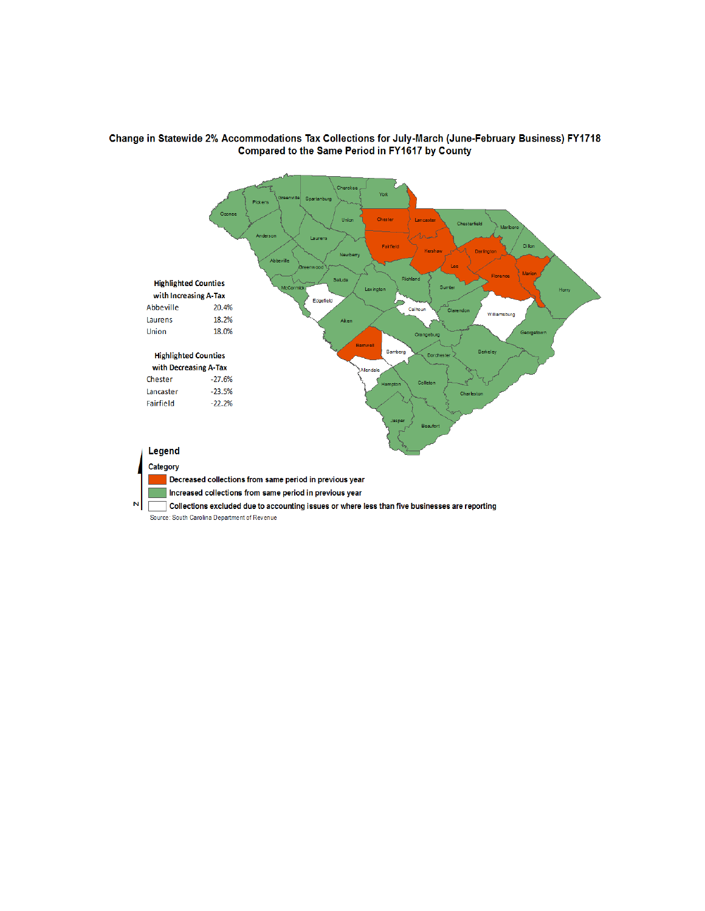**Change in Statewide 2% Accommodations Tax Collections for July-March (June-February Business) FY1718 Compared to the Same Period in FY1617 by County**

Oconee
Pickens
Greenville
Spartanburg
Cherokee
York
Chester
Lancaster
Chesterfield
Marlboro
Dillon
Union
Anderson
Laurens
Fairfield
Kershaw
Darlington
Newberry
Abbeville
Greenwood
Lee
Marion
Florence
Richland
Saluda
McCormick
Lexington
Sumter
Horry
Edgefield
Calhoun
Clarendon
Williamsburg
Aiken
Georgetown
Orangeburg
Barnwell
Bamberg
Dorchester
Berkeley
Allendale
Hampton
Colleton
Charleston
Jasper
Beaufort

Highlighted Counties with Increasing A-Tax

Abbeville 20.4%
Laurens 18.2%
Union 18.0%

Highlighted Counties with Decreasing A-Tax

Chester -27.6%
Lancaster -23.5%
Fairfield -22.2%

N

**Legend**

**Category**

**Decreased collections from same period in previous year**

**Increased collections from same period in previous year**

**Collections excluded due to accounting issues or where less than five businesses are reporting**

Source: South Carolina Department of Revenue